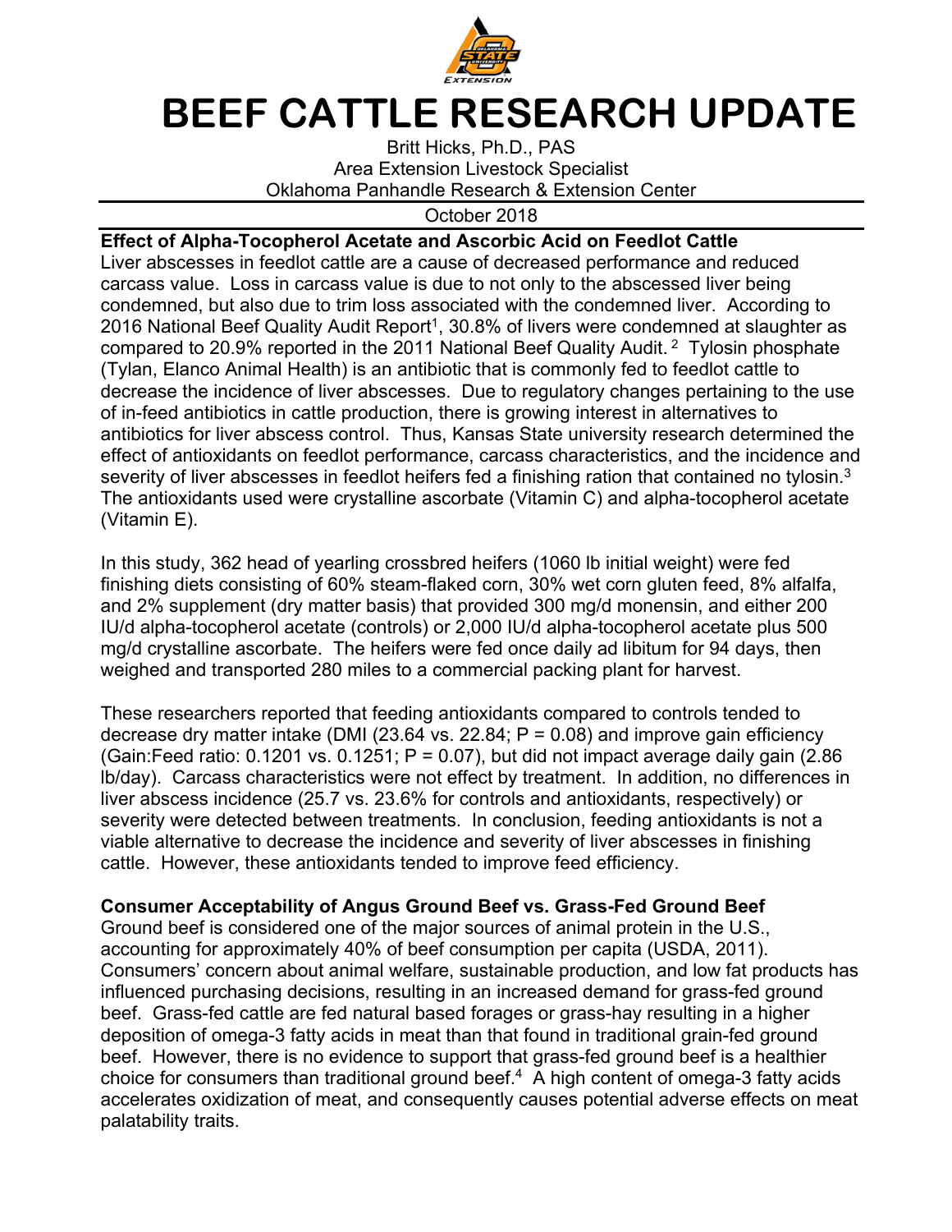# BEEF CATTLE RESEARCH UPDATE

Britt Hicks, Ph.D., PAS
Area Extension Livestock Specialist
Oklahoma Panhandle Research & Extension Center

October 2018

---

**Effect of Alpha-Tocopherol Acetate and Ascorbic Acid on Feedlot Cattle**

Liver abscesses in feedlot cattle are a cause of decreased performance and reduced carcass value. Loss in carcass value is due to not only to the abscessed liver being condemned, but also due to trim loss associated with the condemned liver. According to 2016 National Beef Quality Audit Report[1], 30.8% of livers were condemned at slaughter as compared to 20.9% reported in the 2011 National Beef Quality Audit.[2] Tylosin phosphate (Tylan, Elanco Animal Health) is an antibiotic that is commonly fed to feedlot cattle to decrease the incidence of liver abscesses. Due to regulatory changes pertaining to the use of in-feed antibiotics in cattle production, there is growing interest in alternatives to antibiotics for liver abscess control. Thus, Kansas State university research determined the effect of antioxidants on feedlot performance, carcass characteristics, and the incidence and severity of liver abscesses in feedlot heifers fed a finishing ration that contained no tylosin.[3] The antioxidants used were crystalline ascorbate (Vitamin C) and alpha-tocopherol acetate (Vitamin E).

In this study, 362 head of yearling crossbred heifers (1060 lb initial weight) were fed finishing diets consisting of 60% steam-flaked corn, 30% wet corn gluten feed, 8% alfalfa, and 2% supplement (dry matter basis) that provided 300 mg/d monensin, and either 200 IU/d alpha-tocopherol acetate (controls) or 2,000 IU/d alpha-tocopherol acetate plus 500 mg/d crystalline ascorbate. The heifers were fed once daily ad libitum for 94 days, then weighed and transported 280 miles to a commercial packing plant for harvest.

These researchers reported that feeding antioxidants compared to controls tended to decrease dry matter intake (DMI (23.64 vs. 22.84; $P = 0.08$) and improve gain efficiency (Gain:Feed ratio: 0.1201 vs. 0.1251; $P = 0.07$), but did not impact average daily gain (2.86 lb/day). Carcass characteristics were not effect by treatment. In addition, no differences in liver abscess incidence (25.7 vs. 23.6% for controls and antioxidants, respectively) or severity were detected between treatments. In conclusion, feeding antioxidants is not a viable alternative to decrease the incidence and severity of liver abscesses in finishing cattle. However, these antioxidants tended to improve feed efficiency.

**Consumer Acceptability of Angus Ground Beef vs. Grass-Fed Ground Beef**

Ground beef is considered one of the major sources of animal protein in the U.S., accounting for approximately 40% of beef consumption per capita (USDA, 2011). Consumers' concern about animal welfare, sustainable production, and low fat products has influenced purchasing decisions, resulting in an increased demand for grass-fed ground beef. Grass-fed cattle are fed natural based forages or grass-hay resulting in a higher deposition of omega-3 fatty acids in meat than that found in traditional grain-fed ground beef. However, there is no evidence to support that grass-fed ground beef is a healthier choice for consumers than traditional ground beef.[4] A high content of omega-3 fatty acids accelerates oxidization of meat, and consequently causes potential adverse effects on meat palatability traits.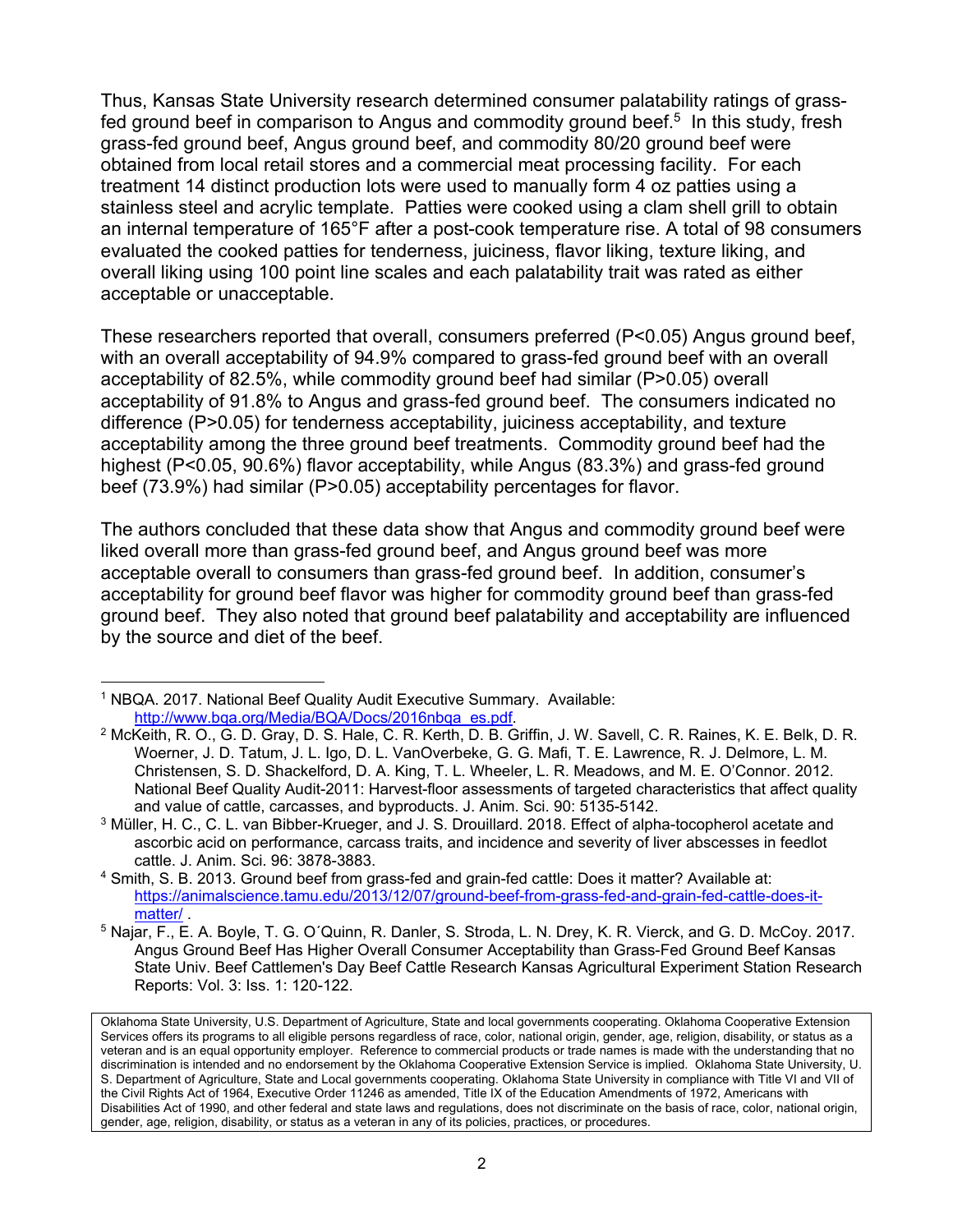Thus, Kansas State University research determined consumer palatability ratings of grass-fed ground beef in comparison to Angus and commodity ground beef.[5] In this study, fresh grass-fed ground beef, Angus ground beef, and commodity 80/20 ground beef were obtained from local retail stores and a commercial meat processing facility. For each treatment 14 distinct production lots were used to manually form 4 oz patties using a stainless steel and acrylic template. Patties were cooked using a clam shell grill to obtain an internal temperature of 165°F after a post-cook temperature rise. A total of 98 consumers evaluated the cooked patties for tenderness, juiciness, flavor liking, texture liking, and overall liking using 100 point line scales and each palatability trait was rated as either acceptable or unacceptable.

These researchers reported that overall, consumers preferred ($P<0.05$) Angus ground beef, with an overall acceptability of 94.9% compared to grass-fed ground beef with an overall acceptability of 82.5%, while commodity ground beef had similar ($P>0.05$) overall acceptability of 91.8% to Angus and grass-fed ground beef. The consumers indicated no difference ($P>0.05$) for tenderness acceptability, juiciness acceptability, and texture acceptability among the three ground beef treatments. Commodity ground beef had the highest ($P<0.05$, 90.6%) flavor acceptability, while Angus (83.3%) and grass-fed ground beef (73.9%) had similar ($P>0.05$) acceptability percentages for flavor.

The authors concluded that these data show that Angus and commodity ground beef were liked overall more than grass-fed ground beef, and Angus ground beef was more acceptable overall to consumers than grass-fed ground beef. In addition, consumer's acceptability for ground beef flavor was higher for commodity ground beef than grass-fed ground beef. They also noted that ground beef palatability and acceptability are influenced by the source and diet of the beef.

---

[1] NBQA. 2017. National Beef Quality Audit Executive Summary. Available: http://www.bqa.org/Media/BQA/Docs/2016nbqa_es.pdf.

[2] McKeith, R. O., G. D. Gray, D. S. Hale, C. R. Kerth, D. B. Griffin, J. W. Savell, C. R. Raines, K. E. Belk, D. R. Woerner, J. D. Tatum, J. L. Igo, D. L. VanOverbeke, G. G. Mafi, T. E. Lawrence, R. J. Delmore, L. M. Christensen, S. D. Shackelford, D. A. King, T. L. Wheeler, L. R. Meadows, and M. E. O'Connor. 2012. National Beef Quality Audit-2011: Harvest-floor assessments of targeted characteristics that affect quality and value of cattle, carcasses, and byproducts. J. Anim. Sci. 90: 5135-5142.

[3] Müller, H. C., C. L. van Bibber-Krueger, and J. S. Drouillard. 2018. Effect of alpha-tocopherol acetate and ascorbic acid on performance, carcass traits, and incidence and severity of liver abscesses in feedlot cattle. J. Anim. Sci. 96: 3878-3883.

[4] Smith, S. B. 2013. Ground beef from grass-fed and grain-fed cattle: Does it matter? Available at: https://animalscience.tamu.edu/2013/12/07/ground-beef-from-grass-fed-and-grain-fed-cattle-does-it-matter/ .

[5] Najar, F., E. A. Boyle, T. G. O´Quinn, R. Danler, S. Stroda, L. N. Drey, K. R. Vierck, and G. D. McCoy. 2017. Angus Ground Beef Has Higher Overall Consumer Acceptability than Grass-Fed Ground Beef Kansas State Univ. Beef Cattlemen's Day Beef Cattle Research Kansas Agricultural Experiment Station Research Reports: Vol. 3: Iss. 1: 120-122.

Oklahoma State University, U.S. Department of Agriculture, State and local governments cooperating. Oklahoma Cooperative Extension Services offers its programs to all eligible persons regardless of race, color, national origin, gender, age, religion, disability, or status as a veteran and is an equal opportunity employer. Reference to commercial products or trade names is made with the understanding that no discrimination is intended and no endorsement by the Oklahoma Cooperative Extension Service is implied. Oklahoma State University, U. S. Department of Agriculture, State and Local governments cooperating. Oklahoma State University in compliance with Title VI and VII of the Civil Rights Act of 1964, Executive Order 11246 as amended, Title IX of the Education Amendments of 1972, Americans with Disabilities Act of 1990, and other federal and state laws and regulations, does not discriminate on the basis of race, color, national origin, gender, age, religion, disability, or status as a veteran in any of its policies, practices, or procedures.